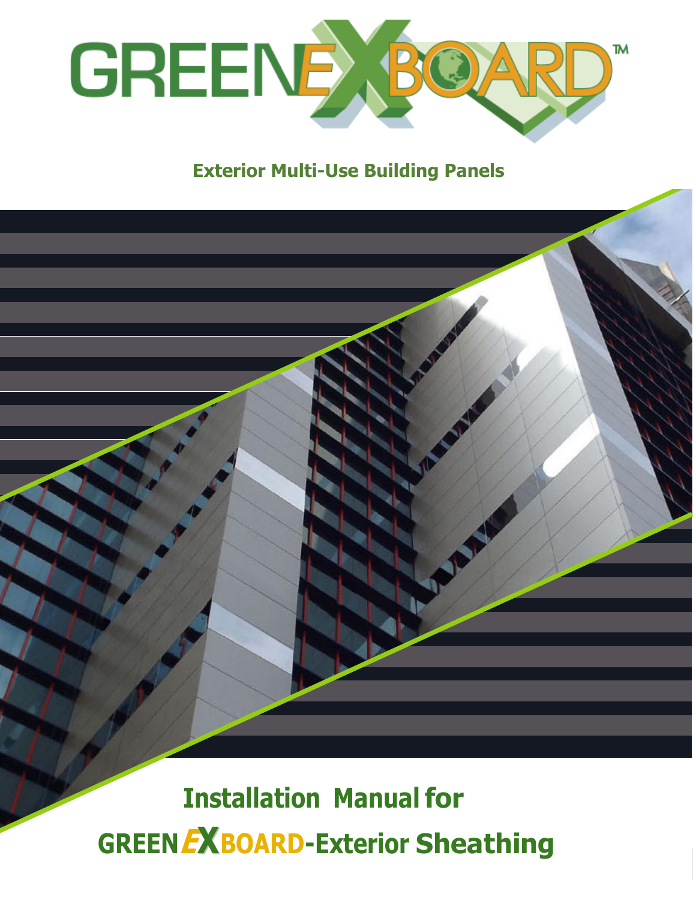# GREENEXBOARD™

**Exterior Multi-Use Building Panels**

## Installation Manual for

## GREENEXBOARD-Exterior Sheathing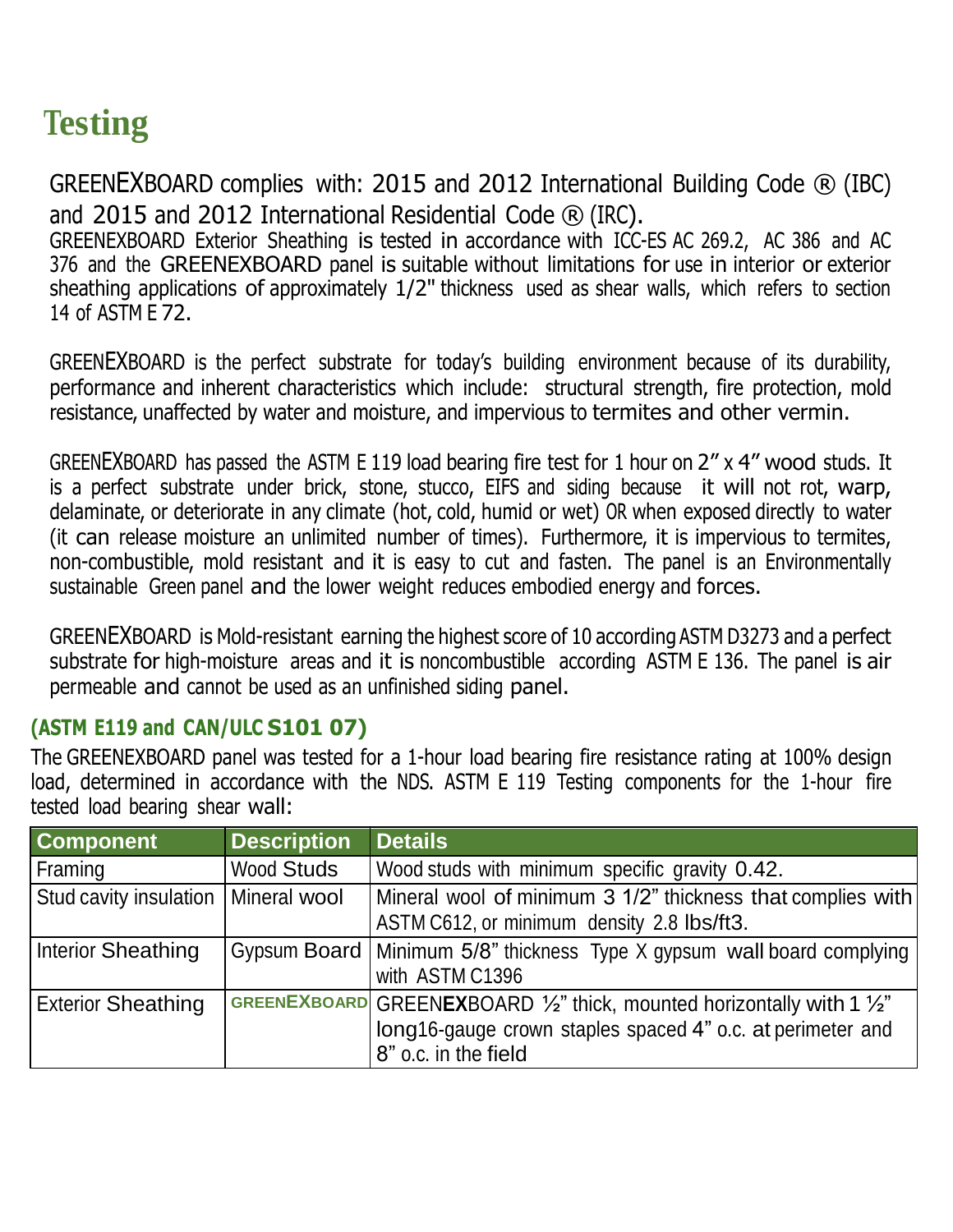# Testing

GREENEXBOARD complies with: 2015 and 2012 International Building Code ® (IBC) and 2015 and 2012 International Residential Code ® (IRC).
GREENEXBOARD Exterior Sheathing is tested in accordance with ICC-ES AC 269.2, AC 386 and AC 376 and the GREENEXBOARD panel is suitable without limitations for use in interior or exterior sheathing applications of approximately 1/2" thickness used as shear walls, which refers to section 14 of ASTM E 72.

GREENEXBOARD is the perfect substrate for today's building environment because of its durability, performance and inherent characteristics which include: structural strength, fire protection, mold resistance, unaffected by water and moisture, and impervious to termites and other vermin.

GREENEXBOARD has passed the ASTM E 119 load bearing fire test for 1 hour on 2" x 4" wood studs. It is a perfect substrate under brick, stone, stucco, EIFS and siding because it will not rot, warp, delaminate, or deteriorate in any climate (hot, cold, humid or wet) OR when exposed directly to water (it can release moisture an unlimited number of times). Furthermore, it is impervious to termites, non-combustible, mold resistant and it is easy to cut and fasten. The panel is an Environmentally sustainable Green panel and the lower weight reduces embodied energy and forces.

GREENEXBOARD is Mold-resistant earning the highest score of 10 according ASTM D3273 and a perfect substrate for high-moisture areas and it is noncombustible according ASTM E 136. The panel is air permeable and cannot be used as an unfinished siding panel.

### (ASTM E119 and CAN/ULC S101 07)

The GREENEXBOARD panel was tested for a 1-hour load bearing fire resistance rating at 100% design load, determined in accordance with the NDS. ASTM E 119 Testing components for the 1-hour fire tested load bearing shear wall:

| Component | Description | Details |
|---|---|---|
| Framing | Wood Studs | Wood studs with minimum specific gravity 0.42. |
| Stud cavity insulation | Mineral wool | Mineral wool of minimum 3 1/2" thickness that complies with ASTM C612, or minimum density 2.8 lbs/ft3. |
| Interior Sheathing | Gypsum Board | Minimum 5/8" thickness Type X gypsum wall board complying with ASTM C1396 |
| Exterior Sheathing | GREENEXBOARD | GREENEXBOARD ½" thick, mounted horizontally with 1 ½" long16-gauge crown staples spaced 4" o.c. at perimeter and 8" o.c. in the field |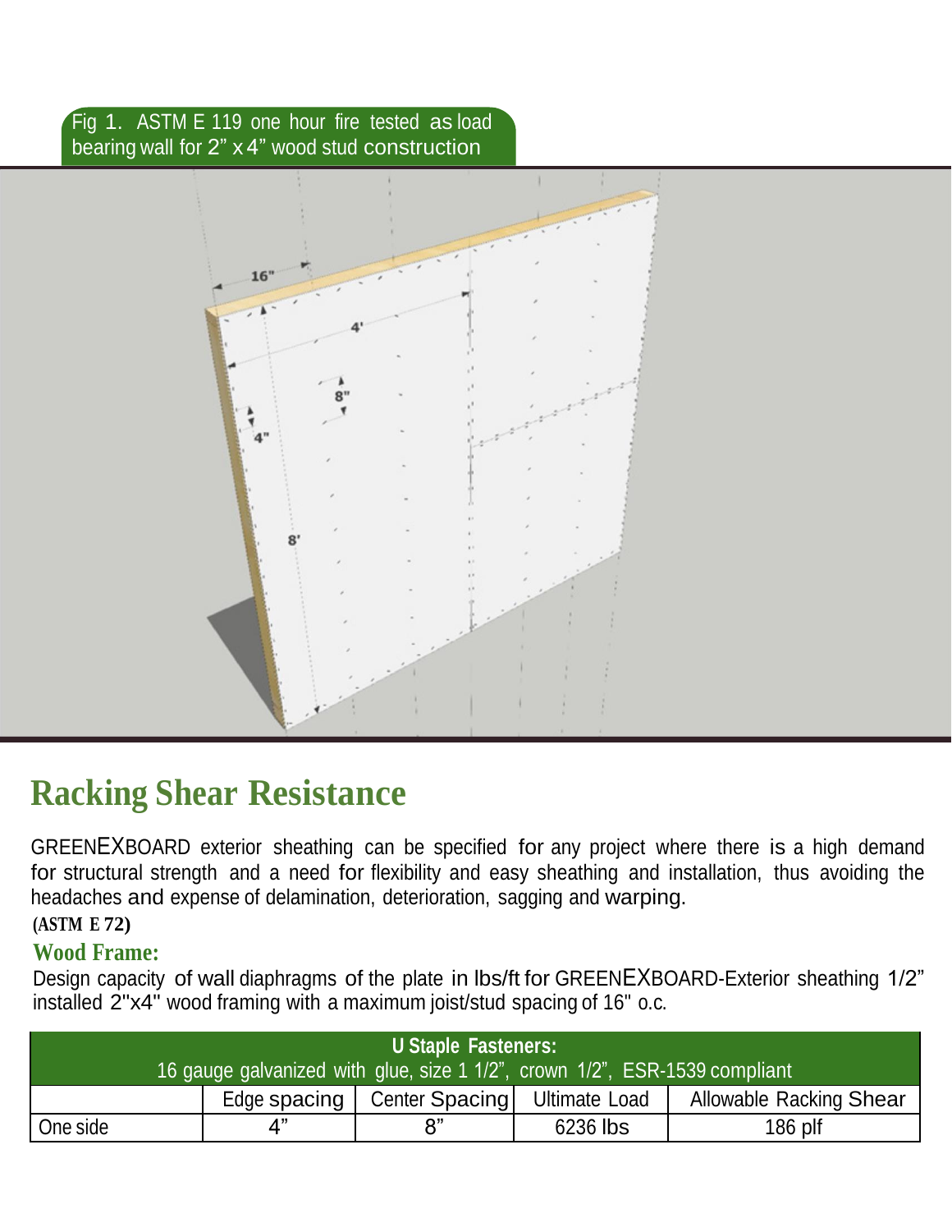Fig 1. ASTM E 119 one hour fire tested as load bearing wall for 2” x 4” wood stud construction

## Racking Shear Resistance

GREENEXBOARD exterior sheathing can be specified for any project where there is a high demand for structural strength and a need for flexibility and easy sheathing and installation, thus avoiding the headaches and expense of delamination, deterioration, sagging and warping.

**(ASTM E 72)**

### Wood Frame:

Design capacity of wall diaphragms of the plate in lbs/ft for GREENEXBOARD-Exterior sheathing 1/2” installed 2"x4" wood framing with a maximum joist/stud spacing of 16" o.c.

| **U Staple Fasteners:** 16 gauge galvanized with glue, size 1 1/2”, crown 1/2”, ESR-1539 compliant | | | | |
|---|---|---|---|---|
| | Edge spacing | Center Spacing | Ultimate Load | Allowable Racking Shear |
| One side | 4” | 8” | 6236 lbs | 186 plf |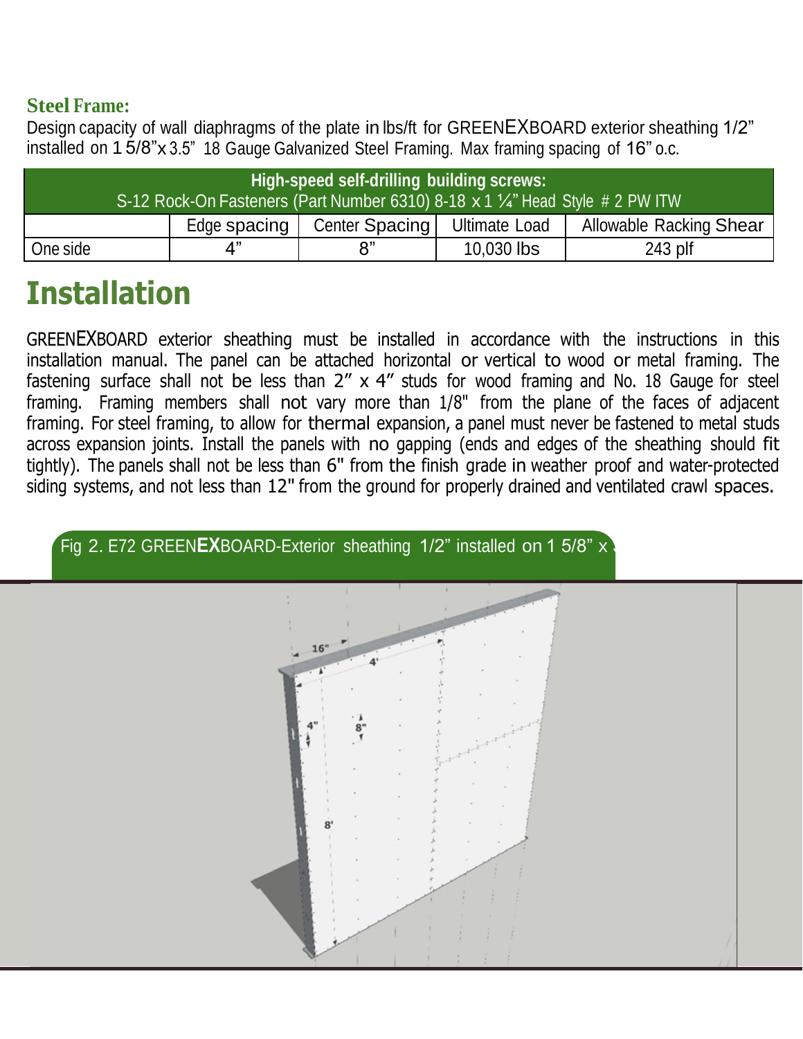## Steel Frame:

Design capacity of wall diaphragms of the plate in lbs/ft for GREENEXBOARD exterior sheathing 1/2" installed on 1 5/8"x 3.5" 18 Gauge Galvanized Steel Framing. Max framing spacing of 16" o.c.

| High-speed self-drilling building screws: S-12 Rock-On Fasteners (Part Number 6310) 8-18 x 1 ¼" Head Style # 2 PW ITW | | | | |
|---|---|---|---|---|
| | Edge spacing | Center Spacing | Ultimate Load | Allowable Racking Shear |
| One side | 4" | 8" | 10,030 lbs | 243 plf |

# Installation

GREENEXBOARD exterior sheathing must be installed in accordance with the instructions in this installation manual. The panel can be attached horizontal or vertical to wood or metal framing. The fastening surface shall not be less than 2" x 4" studs for wood framing and No. 18 Gauge for steel framing. Framing members shall not vary more than 1/8" from the plane of the faces of adjacent framing. For steel framing, to allow for thermal expansion, a panel must never be fastened to metal studs across expansion joints. Install the panels with no gapping (ends and edges of the sheathing should fit tightly). The panels shall not be less than 6" from the finish grade in weather proof and water-protected siding systems, and not less than 12" from the ground for properly drained and ventilated crawl spaces.

Fig 2. E72 GREEN**EX**BOARD-Exterior sheathing 1/2" installed on 1 5/8" x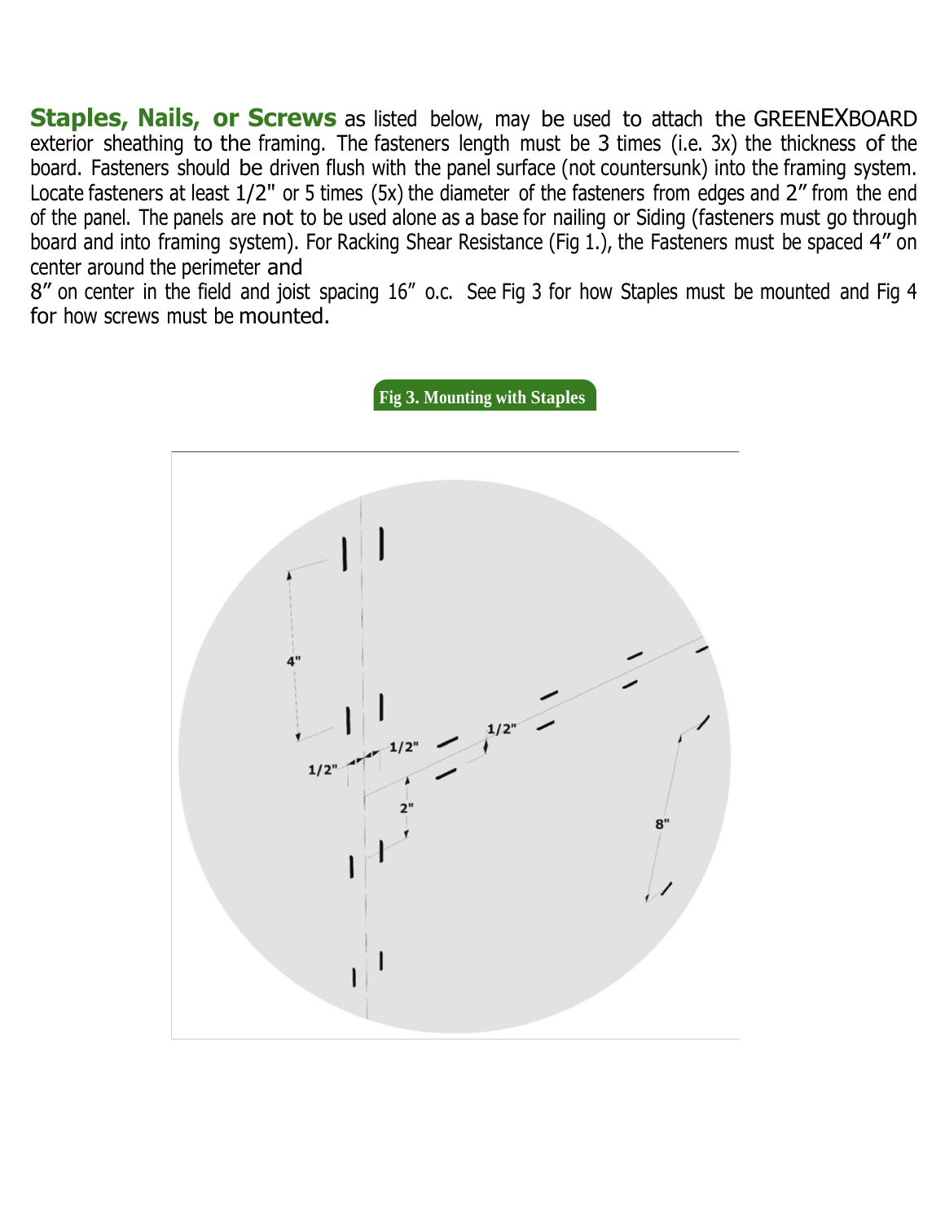**Staples, Nails, or Screws** as listed below, may be used to attach the GREENEXBOARD exterior sheathing to the framing. The fasteners length must be 3 times (i.e. 3x) the thickness of the board. Fasteners should be driven flush with the panel surface (not countersunk) into the framing system. Locate fasteners at least 1/2" or 5 times (5x) the diameter of the fasteners from edges and 2″ from the end of the panel. The panels are not to be used alone as a base for nailing or Siding (fasteners must go through board and into framing system). For Racking Shear Resistance (Fig 1.), the Fasteners must be spaced 4″ on center around the perimeter and
8″ on center in the field and joist spacing 16″ o.c. See Fig 3 for how Staples must be mounted and Fig 4 for how screws must be mounted.

**Fig 3. Mounting with Staples**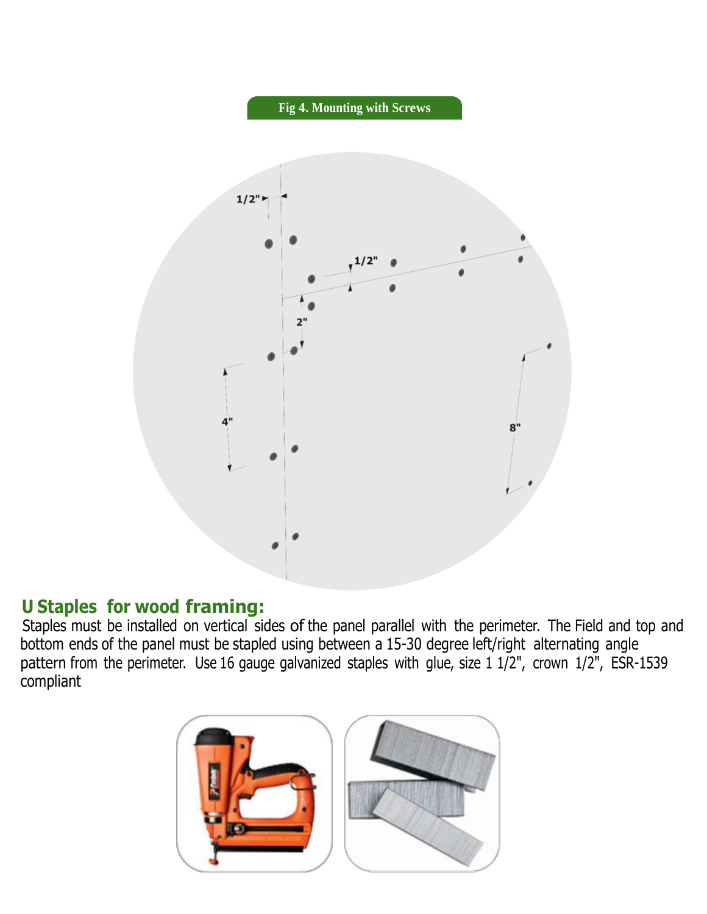Fig 4. Mounting with Screws

## U Staples for wood framing:

Staples must be installed on vertical sides of the panel parallel with the perimeter. The Field and top and bottom ends of the panel must be stapled using between a 15-30 degree left/right alternating angle pattern from the perimeter. Use 16 gauge galvanized staples with glue, size 1 1/2", crown 1/2", ESR-1539 compliant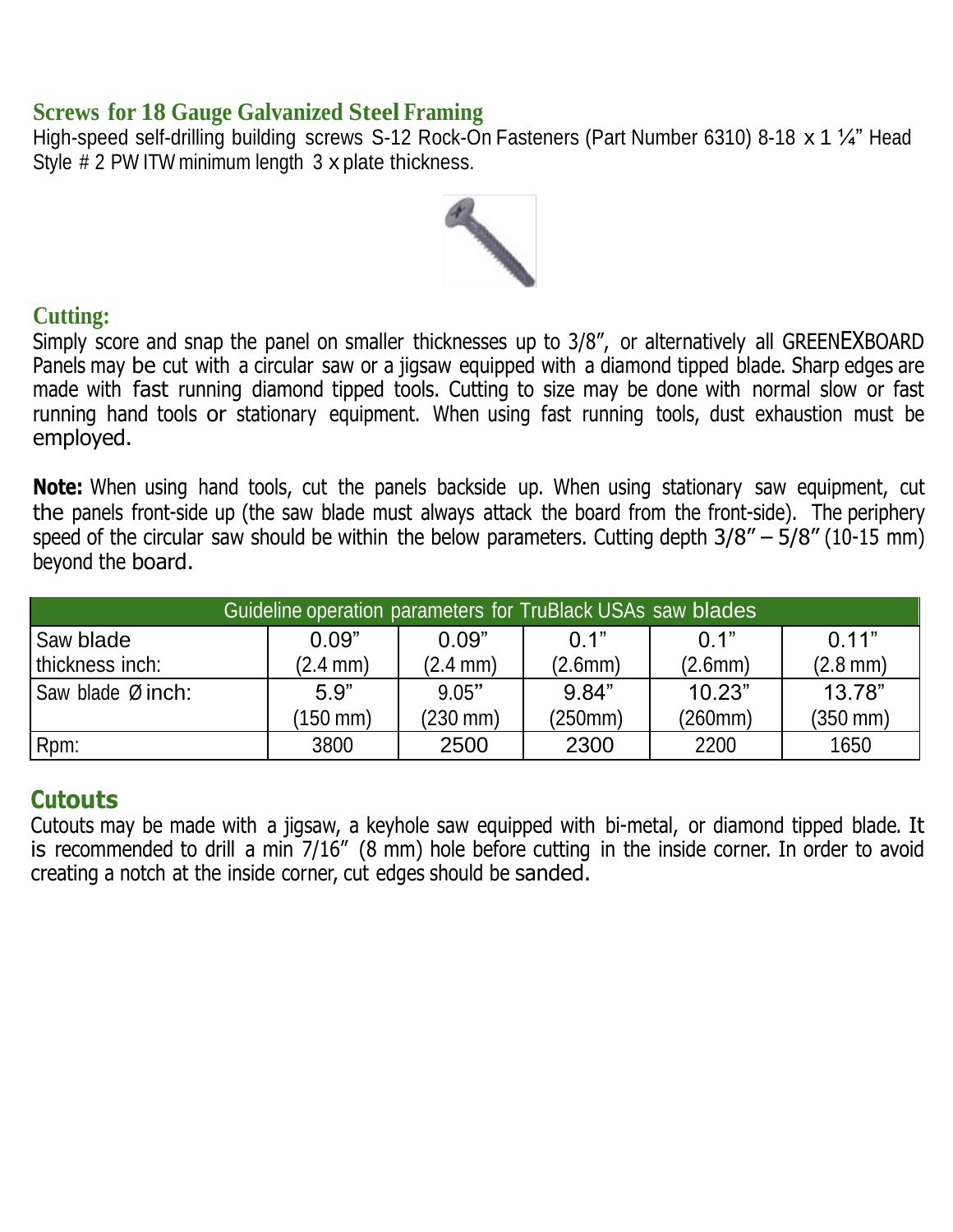## Screws for 18 Gauge Galvanized Steel Framing

High-speed self-drilling building screws S-12 Rock-On Fasteners (Part Number 6310) 8-18 x 1 ¼" Head Style # 2 PW ITW minimum length 3 x plate thickness.

## Cutting:

Simply score and snap the panel on smaller thicknesses up to 3/8", or alternatively all GREENEXBOARD Panels may be cut with a circular saw or a jigsaw equipped with a diamond tipped blade. Sharp edges are made with fast running diamond tipped tools. Cutting to size may be done with normal slow or fast running hand tools or stationary equipment. When using fast running tools, dust exhaustion must be employed.

**Note:** When using hand tools, cut the panels backside up. When using stationary saw equipment, cut the panels front-side up (the saw blade must always attack the board from the front-side). The periphery speed of the circular saw should be within the below parameters. Cutting depth 3/8" – 5/8" (10-15 mm) beyond the board.

| Guideline operation parameters for TruBlack USAs saw blades | | | | | |
|---|---|---|---|---|---|
| Saw blade thickness inch: | 0.09" (2.4 mm) | 0.09" (2.4 mm) | 0.1" (2.6mm) | 0.1" (2.6mm) | 0.11" (2.8 mm) |
| Saw blade Ø inch: | 5.9" (150 mm) | 9.05" (230 mm) | 9.84" (250mm) | 10.23" (260mm) | 13.78" (350 mm) |
| Rpm: | 3800 | 2500 | 2300 | 2200 | 1650 |

## Cutouts

Cutouts may be made with a jigsaw, a keyhole saw equipped with bi-metal, or diamond tipped blade. It is recommended to drill a min 7/16" (8 mm) hole before cutting in the inside corner. In order to avoid creating a notch at the inside corner, cut edges should be sanded.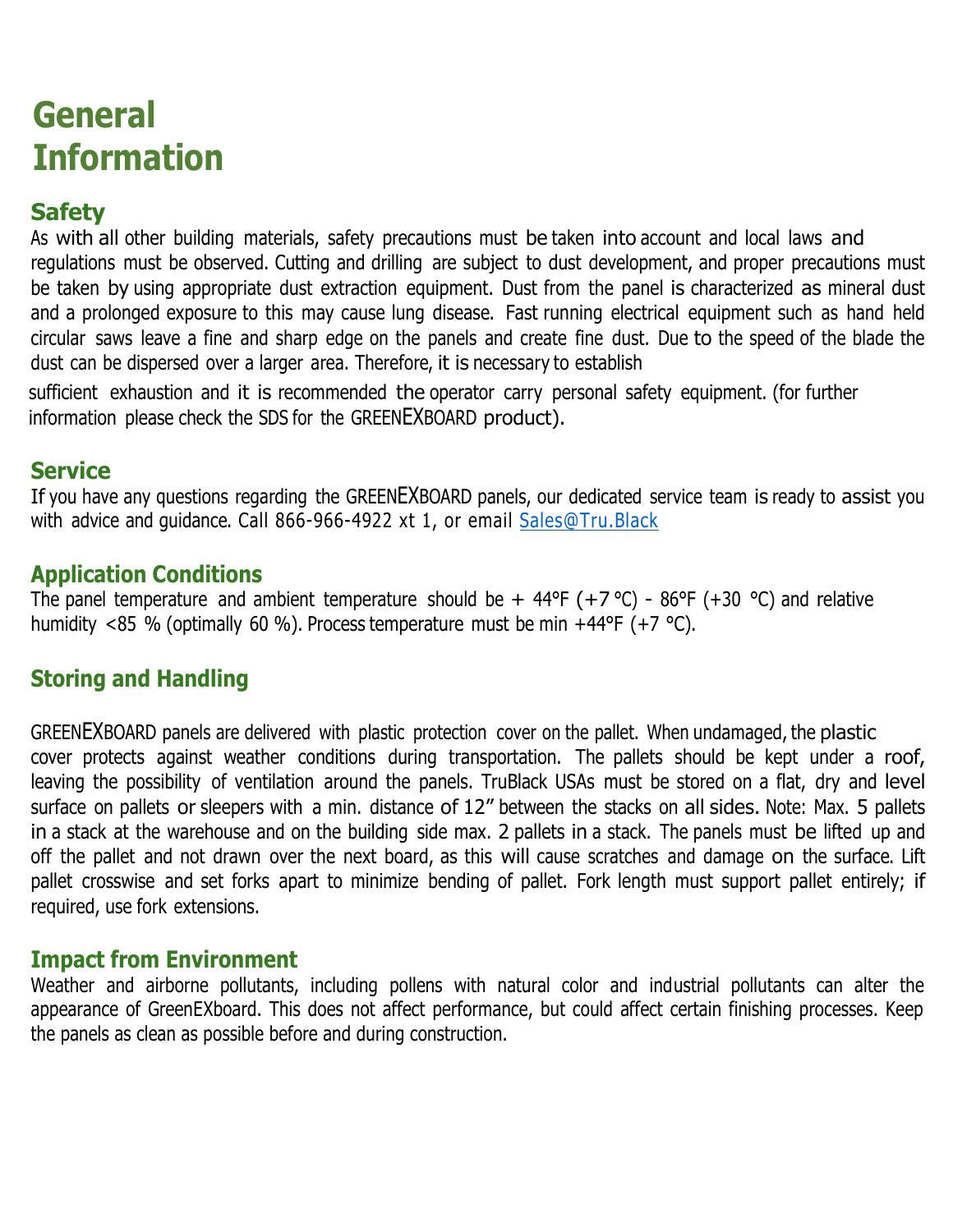# General Information

## Safety

As with all other building materials, safety precautions must be taken into account and local laws and regulations must be observed. Cutting and drilling are subject to dust development, and proper precautions must be taken by using appropriate dust extraction equipment. Dust from the panel is characterized as mineral dust and a prolonged exposure to this may cause lung disease. Fast running electrical equipment such as hand held circular saws leave a fine and sharp edge on the panels and create fine dust. Due to the speed of the blade the dust can be dispersed over a larger area. Therefore, it is necessary to establish sufficient exhaustion and it is recommended the operator carry personal safety equipment. (for further information please check the SDS for the GREENEXBOARD product).

## Service

If you have any questions regarding the GREENEXBOARD panels, our dedicated service team is ready to assist you with advice and guidance. Call 866-966-4922 xt 1, or email Sales@Tru.Black

## Application Conditions

The panel temperature and ambient temperature should be + 44°F (+7 °C) - 86°F (+30 °C) and relative humidity <85 % (optimally 60 %). Process temperature must be min +44°F (+7 °C).

## Storing and Handling

GREENEXBOARD panels are delivered with plastic protection cover on the pallet. When undamaged, the plastic cover protects against weather conditions during transportation. The pallets should be kept under a roof, leaving the possibility of ventilation around the panels. TruBlack USAs must be stored on a flat, dry and level surface on pallets or sleepers with a min. distance of 12" between the stacks on all sides. Note: Max. 5 pallets in a stack at the warehouse and on the building side max. 2 pallets in a stack. The panels must be lifted up and off the pallet and not drawn over the next board, as this will cause scratches and damage on the surface. Lift pallet crosswise and set forks apart to minimize bending of pallet. Fork length must support pallet entirely; if required, use fork extensions.

## Impact from Environment

Weather and airborne pollutants, including pollens with natural color and industrial pollutants can alter the appearance of GreenEXboard. This does not affect performance, but could affect certain finishing processes. Keep the panels as clean as possible before and during construction.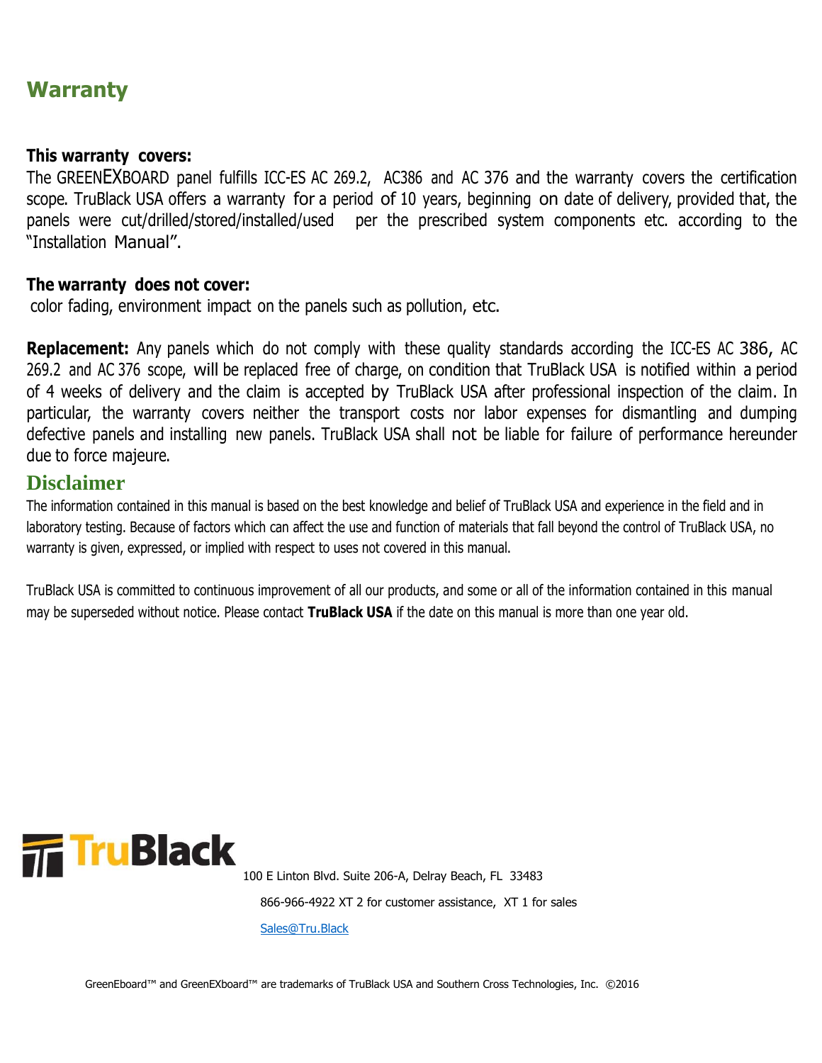## Warranty

**This warranty covers:**

The GREENEXBOARD panel fulfills ICC-ES AC 269.2, AC386 and AC 376 and the warranty covers the certification scope. TruBlack USA offers a warranty for a period of 10 years, beginning on date of delivery, provided that, the panels were cut/drilled/stored/installed/used per the prescribed system components etc. according to the "Installation Manual".

**The warranty does not cover:**

color fading, environment impact on the panels such as pollution, etc.

**Replacement:** Any panels which do not comply with these quality standards according the ICC-ES AC 386, AC 269.2 and AC 376 scope, will be replaced free of charge, on condition that TruBlack USA is notified within a period of 4 weeks of delivery and the claim is accepted by TruBlack USA after professional inspection of the claim. In particular, the warranty covers neither the transport costs nor labor expenses for dismantling and dumping defective panels and installing new panels. TruBlack USA shall not be liable for failure of performance hereunder due to force majeure.

## Disclaimer

The information contained in this manual is based on the best knowledge and belief of TruBlack USA and experience in the field and in laboratory testing. Because of factors which can affect the use and function of materials that fall beyond the control of TruBlack USA, no warranty is given, expressed, or implied with respect to uses not covered in this manual.

TruBlack USA is committed to continuous improvement of all our products, and some or all of the information contained in this manual may be superseded without notice. Please contact **TruBlack USA** if the date on this manual is more than one year old.

TruBlack

100 E Linton Blvd. Suite 206-A, Delray Beach, FL 33483

866-966-4922 XT 2 for customer assistance, XT 1 for sales

Sales@Tru.Black

GreenEboard™ and GreenEXboard™ are trademarks of TruBlack USA and Southern Cross Technologies, Inc. ©2016